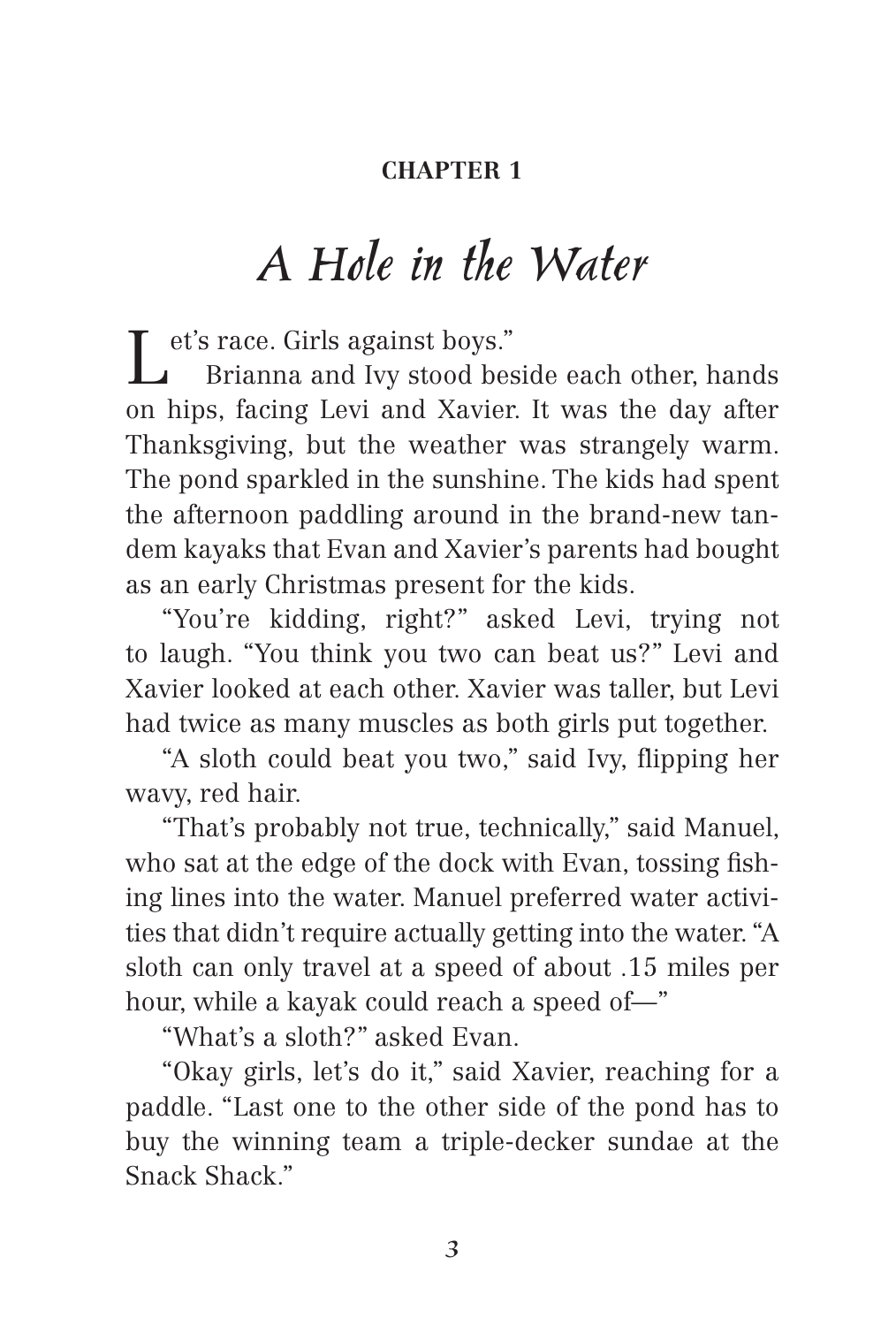**CHAPTER 1**

# *A Hole in the Water*

"Let's race. Girls against boys."

Brianna and Ivy stood beside each other, hands on hips, facing Levi and Xavier. It was the day after Thanksgiving, but the weather was strangely warm. The pond sparkled in the sunshine. The kids had spent the afternoon paddling around in the brand-new tandem kayaks that Evan and Xavier's parents had bought as an early Christmas present for the kids.

"You're kidding, right?" asked Levi, trying not to laugh. "You think you two can beat us?" Levi and Xavier looked at each other. Xavier was taller, but Levi had twice as many muscles as both girls put together.

"A sloth could beat you two," said Ivy, flipping her wavy, red hair.

"That's probably not true, technically," said Manuel, who sat at the edge of the dock with Evan, tossing fishing lines into the water. Manuel preferred water activities that didn't require actually getting into the water. "A sloth can only travel at a speed of about .15 miles per hour, while a kayak could reach a speed of—"

"What's a sloth?" asked Evan.

"Okay girls, let's do it," said Xavier, reaching for a paddle. "Last one to the other side of the pond has to buy the winning team a triple-decker sundae at the Snack Shack."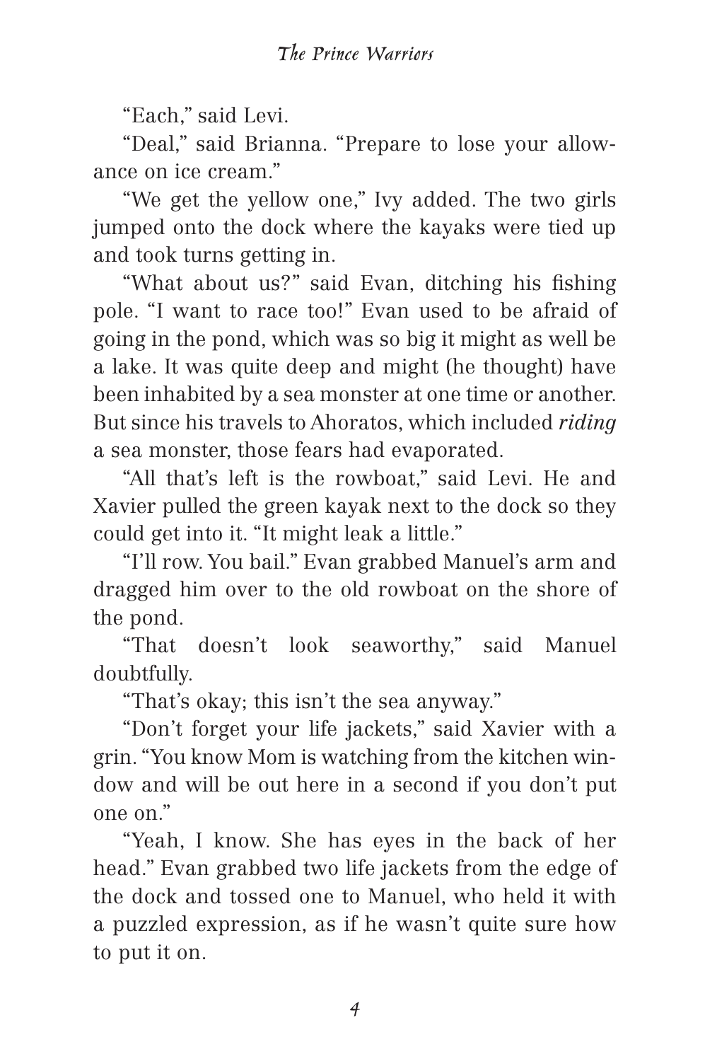"Each," said Levi.

"Deal," said Brianna. "Prepare to lose your allowance on ice cream."

"We get the yellow one," Ivy added. The two girls jumped onto the dock where the kayaks were tied up and took turns getting in.

"What about us?" said Evan, ditching his fishing pole. "I want to race too!" Evan used to be afraid of going in the pond, which was so big it might as well be a lake. It was quite deep and might (he thought) have been inhabited by a sea monster at one time or another. But since his travels to Ahoratos, which included *riding* a sea monster, those fears had evaporated.

"All that's left is the rowboat," said Levi. He and Xavier pulled the green kayak next to the dock so they could get into it. "It might leak a little."

"I'll row. You bail." Evan grabbed Manuel's arm and dragged him over to the old rowboat on the shore of the pond.

"That doesn't look seaworthy," said Manuel doubtfully.

"That's okay; this isn't the sea anyway."

"Don't forget your life jackets," said Xavier with a grin. "You know Mom is watching from the kitchen window and will be out here in a second if you don't put one on."

"Yeah, I know. She has eyes in the back of her head." Evan grabbed two life jackets from the edge of the dock and tossed one to Manuel, who held it with a puzzled expression, as if he wasn't quite sure how to put it on.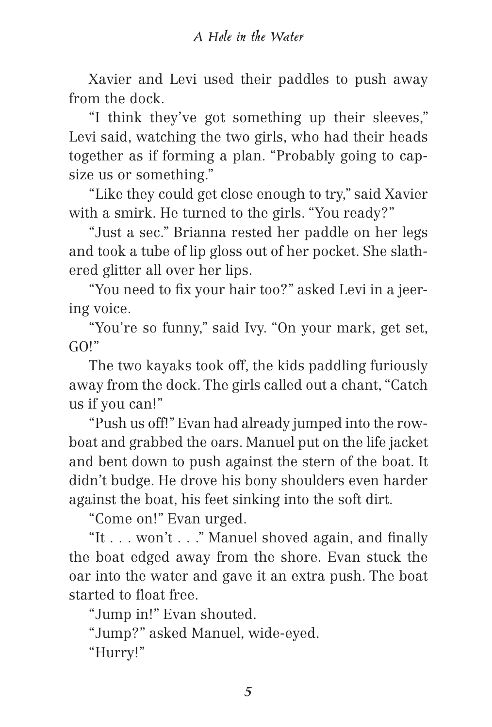Xavier and Levi used their paddles to push away from the dock.

"I think they've got something up their sleeves," Levi said, watching the two girls, who had their heads together as if forming a plan. "Probably going to capsize us or something."

"Like they could get close enough to try," said Xavier with a smirk. He turned to the girls. "You ready?"

"Just a sec." Brianna rested her paddle on her legs and took a tube of lip gloss out of her pocket. She slathered glitter all over her lips.

"You need to fix your hair too?" asked Levi in a jeering voice.

"You're so funny," said Ivy. "On your mark, get set, GO!"

The two kayaks took off, the kids paddling furiously away from the dock. The girls called out a chant, "Catch us if you can!"

"Push us off!" Evan had already jumped into the rowboat and grabbed the oars. Manuel put on the life jacket and bent down to push against the stern of the boat. It didn't budge. He drove his bony shoulders even harder against the boat, his feet sinking into the soft dirt.

"Come on!" Evan urged.

"It . . . won't . . ." Manuel shoved again, and finally the boat edged away from the shore. Evan stuck the oar into the water and gave it an extra push. The boat started to float free.

"Jump in!" Evan shouted.

"Jump?" asked Manuel, wide-eyed.

"Hurry!"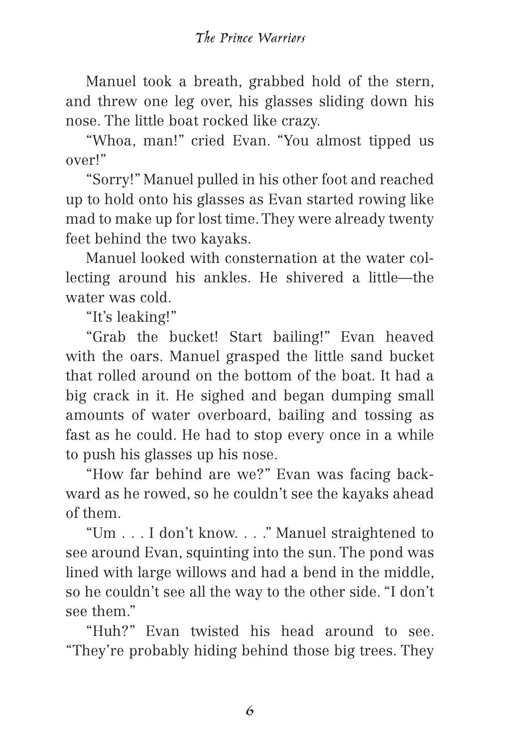Manuel took a breath, grabbed hold of the stern, and threw one leg over, his glasses sliding down his nose. The little boat rocked like crazy.

"Whoa, man!" cried Evan. "You almost tipped us over!"

"Sorry!" Manuel pulled in his other foot and reached up to hold onto his glasses as Evan started rowing like mad to make up for lost time. They were already twenty feet behind the two kayaks.

Manuel looked with consternation at the water collecting around his ankles. He shivered a little—the water was cold.

"It's leaking!"

"Grab the bucket! Start bailing!" Evan heaved with the oars. Manuel grasped the little sand bucket that rolled around on the bottom of the boat. It had a big crack in it. He sighed and began dumping small amounts of water overboard, bailing and tossing as fast as he could. He had to stop every once in a while to push his glasses up his nose.

"How far behind are we?" Evan was facing backward as he rowed, so he couldn't see the kayaks ahead of them.

"Um . . . I don't know. . . ." Manuel straightened to see around Evan, squinting into the sun. The pond was lined with large willows and had a bend in the middle, so he couldn't see all the way to the other side. "I don't see them."

"Huh?" Evan twisted his head around to see. "They're probably hiding behind those big trees. They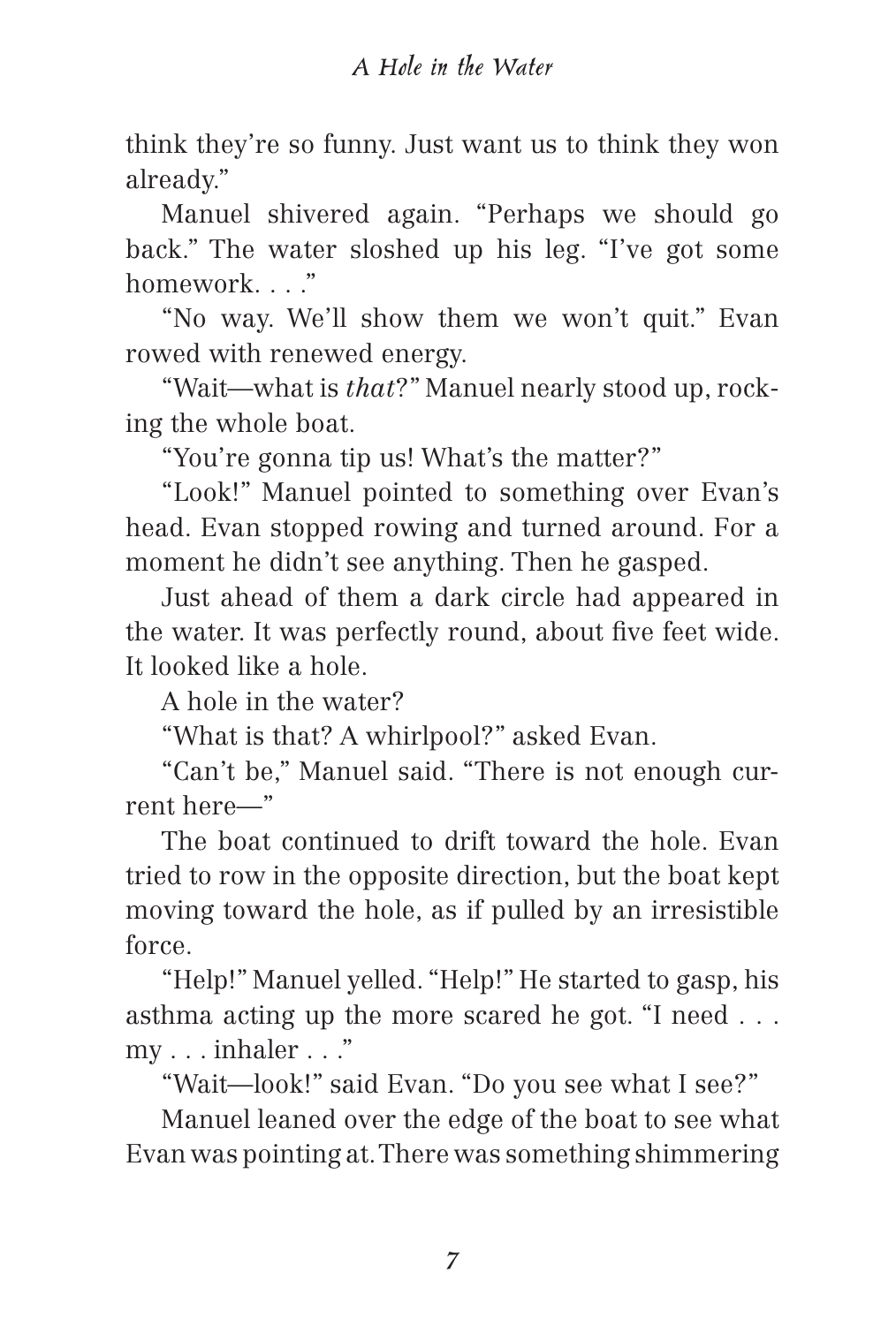think they're so funny. Just want us to think they won already."

Manuel shivered again. "Perhaps we should go back." The water sloshed up his leg. "I've got some homework. . . ."

"No way. We'll show them we won't quit." Evan rowed with renewed energy.

"Wait—what is *that*?" Manuel nearly stood up, rocking the whole boat.

"You're gonna tip us! What's the matter?"

"Look!" Manuel pointed to something over Evan's head. Evan stopped rowing and turned around. For a moment he didn't see anything. Then he gasped.

Just ahead of them a dark circle had appeared in the water. It was perfectly round, about five feet wide. It looked like a hole.

A hole in the water?

"What is that? A whirlpool?" asked Evan.

"Can't be," Manuel said. "There is not enough current here—"

The boat continued to drift toward the hole. Evan tried to row in the opposite direction, but the boat kept moving toward the hole, as if pulled by an irresistible force.

"Help!" Manuel yelled. "Help!" He started to gasp, his asthma acting up the more scared he got. "I need . . . my . . . inhaler . . ."

"Wait—look!" said Evan. "Do you see what I see?"

Manuel leaned over the edge of the boat to see what Evan was pointing at. There was something shimmering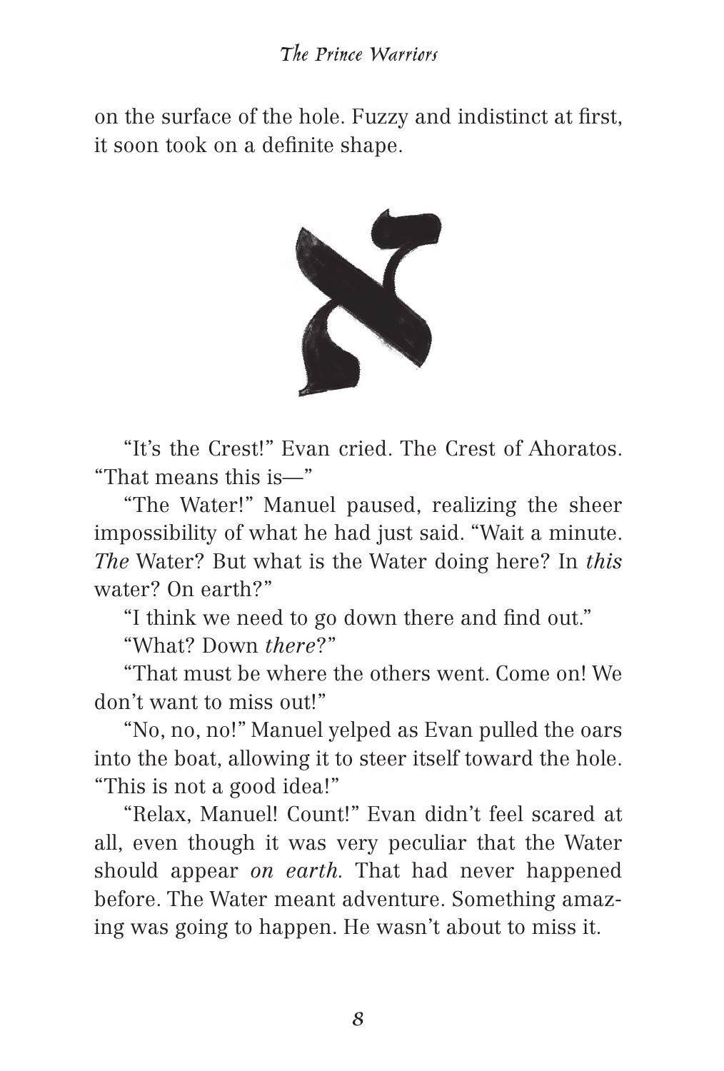on the surface of the hole. Fuzzy and indistinct at first, it soon took on a definite shape.

"It's the Crest!" Evan cried. The Crest of Ahoratos. "That means this is—"

"The Water!" Manuel paused, realizing the sheer impossibility of what he had just said. "Wait a minute. *The* Water? But what is the Water doing here? In *this* water? On earth?"

"I think we need to go down there and find out."

"What? Down *there*?"

"That must be where the others went. Come on! We don't want to miss out!"

"No, no, no!" Manuel yelped as Evan pulled the oars into the boat, allowing it to steer itself toward the hole. "This is not a good idea!"

"Relax, Manuel! Count!" Evan didn't feel scared at all, even though it was very peculiar that the Water should appear *on earth*. That had never happened before. The Water meant adventure. Something amazing was going to happen. He wasn't about to miss it.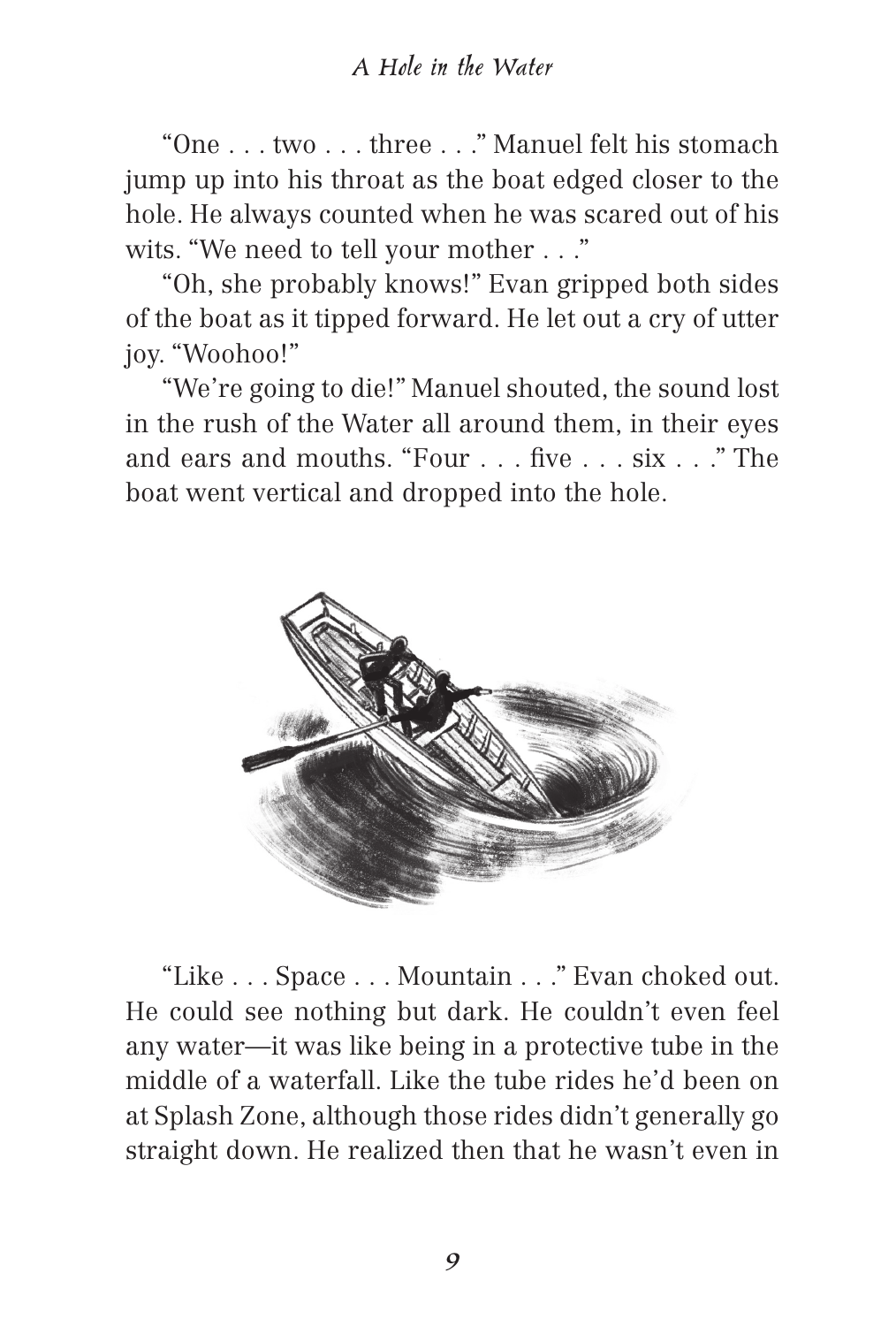"One . . . two . . . three . . ." Manuel felt his stomach jump up into his throat as the boat edged closer to the hole. He always counted when he was scared out of his wits. "We need to tell your mother . . ."

"Oh, she probably knows!" Evan gripped both sides of the boat as it tipped forward. He let out a cry of utter joy. "Woohoo!"

"We're going to die!" Manuel shouted, the sound lost in the rush of the Water all around them, in their eyes and ears and mouths. "Four . . . five . . . six . . ." The boat went vertical and dropped into the hole.

"Like . . . Space . . . Mountain . . ." Evan choked out. He could see nothing but dark. He couldn't even feel any water—it was like being in a protective tube in the middle of a waterfall. Like the tube rides he'd been on at Splash Zone, although those rides didn't generally go straight down. He realized then that he wasn't even in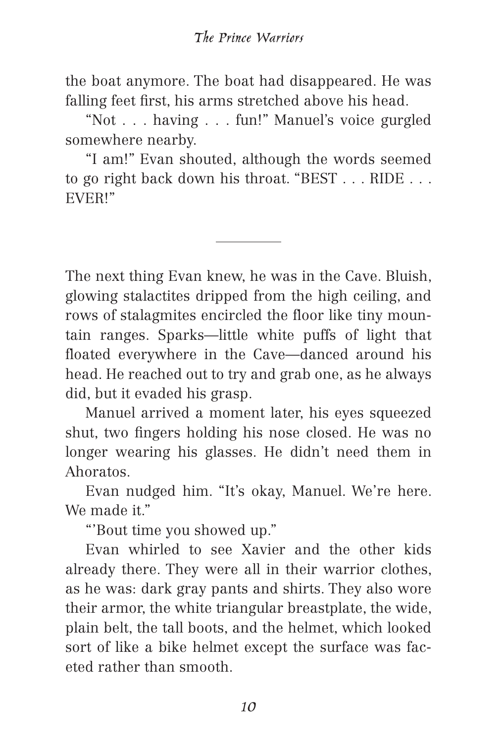the boat anymore. The boat had disappeared. He was falling feet first, his arms stretched above his head.

"Not . . . having . . . fun!" Manuel's voice gurgled somewhere nearby.

"I am!" Evan shouted, although the words seemed to go right back down his throat. "BEST . . . RIDE . . . EVER!"

---

The next thing Evan knew, he was in the Cave. Bluish, glowing stalactites dripped from the high ceiling, and rows of stalagmites encircled the floor like tiny mountain ranges. Sparks—little white puffs of light that floated everywhere in the Cave—danced around his head. He reached out to try and grab one, as he always did, but it evaded his grasp.

Manuel arrived a moment later, his eyes squeezed shut, two fingers holding his nose closed. He was no longer wearing his glasses. He didn't need them in Ahoratos.

Evan nudged him. "It's okay, Manuel. We're here. We made it."

"'Bout time you showed up."

Evan whirled to see Xavier and the other kids already there. They were all in their warrior clothes, as he was: dark gray pants and shirts. They also wore their armor, the white triangular breastplate, the wide, plain belt, the tall boots, and the helmet, which looked sort of like a bike helmet except the surface was faceted rather than smooth.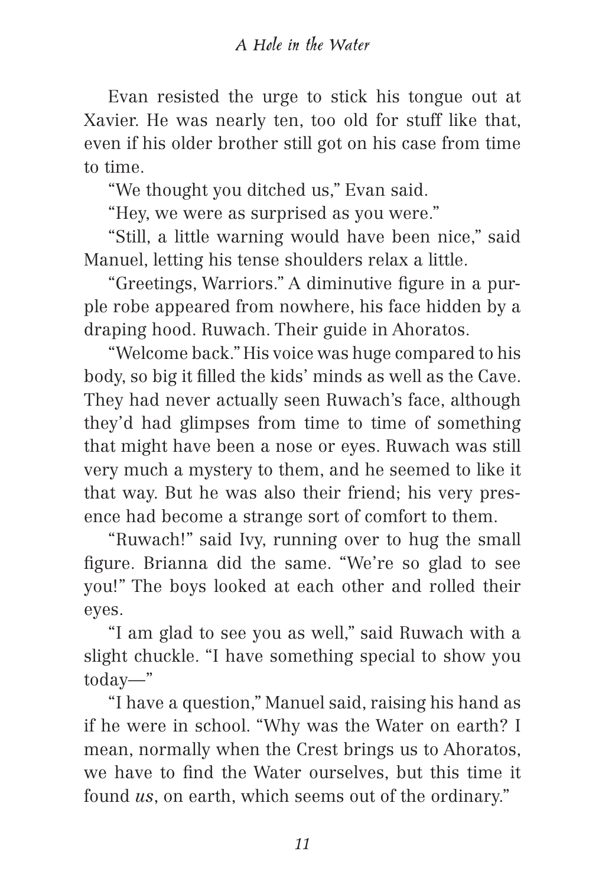Evan resisted the urge to stick his tongue out at Xavier. He was nearly ten, too old for stuff like that, even if his older brother still got on his case from time to time.

"We thought you ditched us," Evan said.

"Hey, we were as surprised as you were."

"Still, a little warning would have been nice," said Manuel, letting his tense shoulders relax a little.

"Greetings, Warriors." A diminutive figure in a purple robe appeared from nowhere, his face hidden by a draping hood. Ruwach. Their guide in Ahoratos.

"Welcome back." His voice was huge compared to his body, so big it filled the kids' minds as well as the Cave. They had never actually seen Ruwach's face, although they'd had glimpses from time to time of something that might have been a nose or eyes. Ruwach was still very much a mystery to them, and he seemed to like it that way. But he was also their friend; his very presence had become a strange sort of comfort to them.

"Ruwach!" said Ivy, running over to hug the small figure. Brianna did the same. "We're so glad to see you!" The boys looked at each other and rolled their eyes.

"I am glad to see you as well," said Ruwach with a slight chuckle. "I have something special to show you today—"

"I have a question," Manuel said, raising his hand as if he were in school. "Why was the Water on earth? I mean, normally when the Crest brings us to Ahoratos, we have to find the Water ourselves, but this time it found *us*, on earth, which seems out of the ordinary."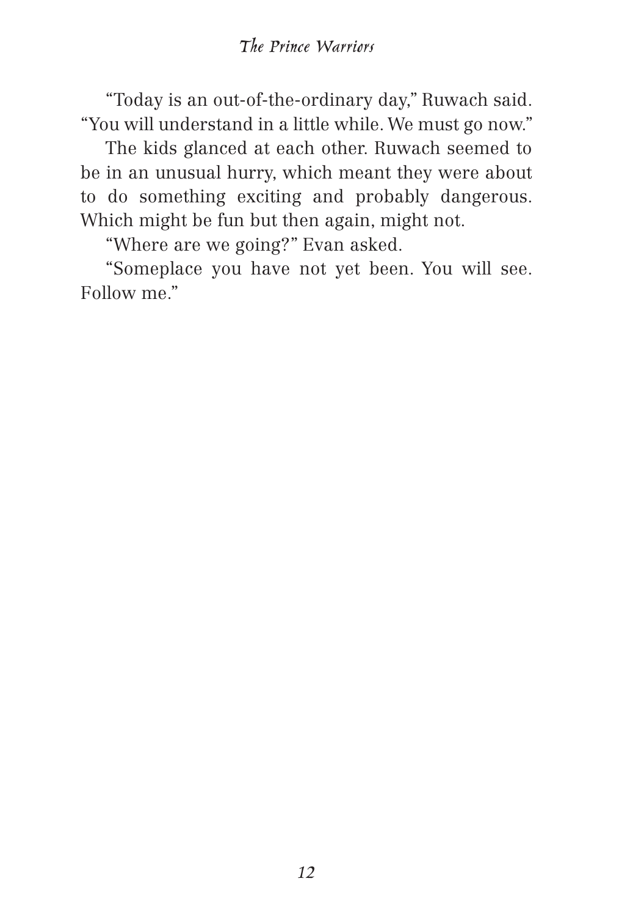"Today is an out-of-the-ordinary day," Ruwach said. "You will understand in a little while. We must go now."

The kids glanced at each other. Ruwach seemed to be in an unusual hurry, which meant they were about to do something exciting and probably dangerous. Which might be fun but then again, might not.

"Where are we going?" Evan asked.

"Someplace you have not yet been. You will see. Follow me."